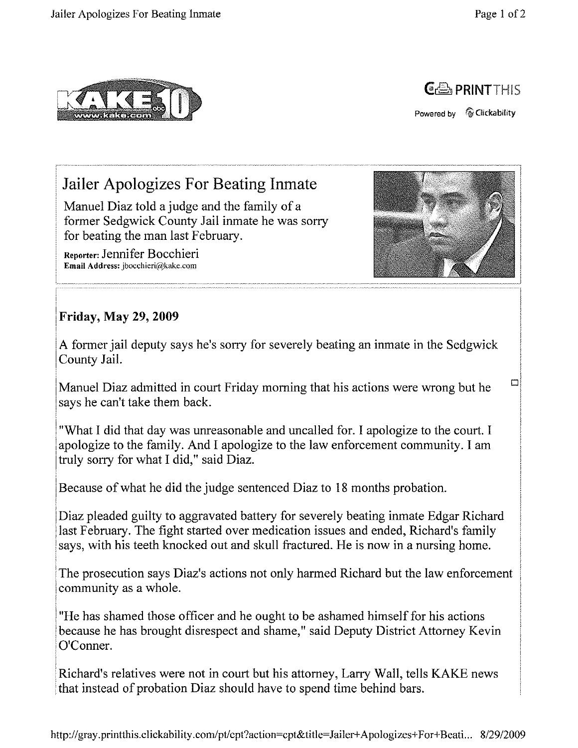# Jailer Apologizes For Beating Inmate

Manuel Diaz told a judge and the family of a former Sedgwick County Jail inmate he was sorry for beating the man last February.

**Reporter:** Jennifer Bocchieri
**Email Address:** jbocchieri@kake.com

**Friday, May 29, 2009**

A former jail deputy says he's sorry for severely beating an inmate in the Sedgwick County Jail.

Manuel Diaz admitted in court Friday morning that his actions were wrong but he says he can't take them back.

"What I did that day was unreasonable and uncalled for. I apologize to the court. I apologize to the family. And I apologize to the law enforcement community. I am truly sorry for what I did," said Diaz.

Because of what he did the judge sentenced Diaz to 18 months probation.

Diaz pleaded guilty to aggravated battery for severely beating inmate Edgar Richard last February. The fight started over medication issues and ended, Richard's family says, with his teeth knocked out and skull fractured. He is now in a nursing home.

The prosecution says Diaz's actions not only harmed Richard but the law enforcement community as a whole.

"He has shamed those officer and he ought to be ashamed himself for his actions because he has brought disrespect and shame," said Deputy District Attorney Kevin O'Conner.

Richard's relatives were not in court but his attorney, Larry Wall, tells KAKE news that instead of probation Diaz should have to spend time behind bars.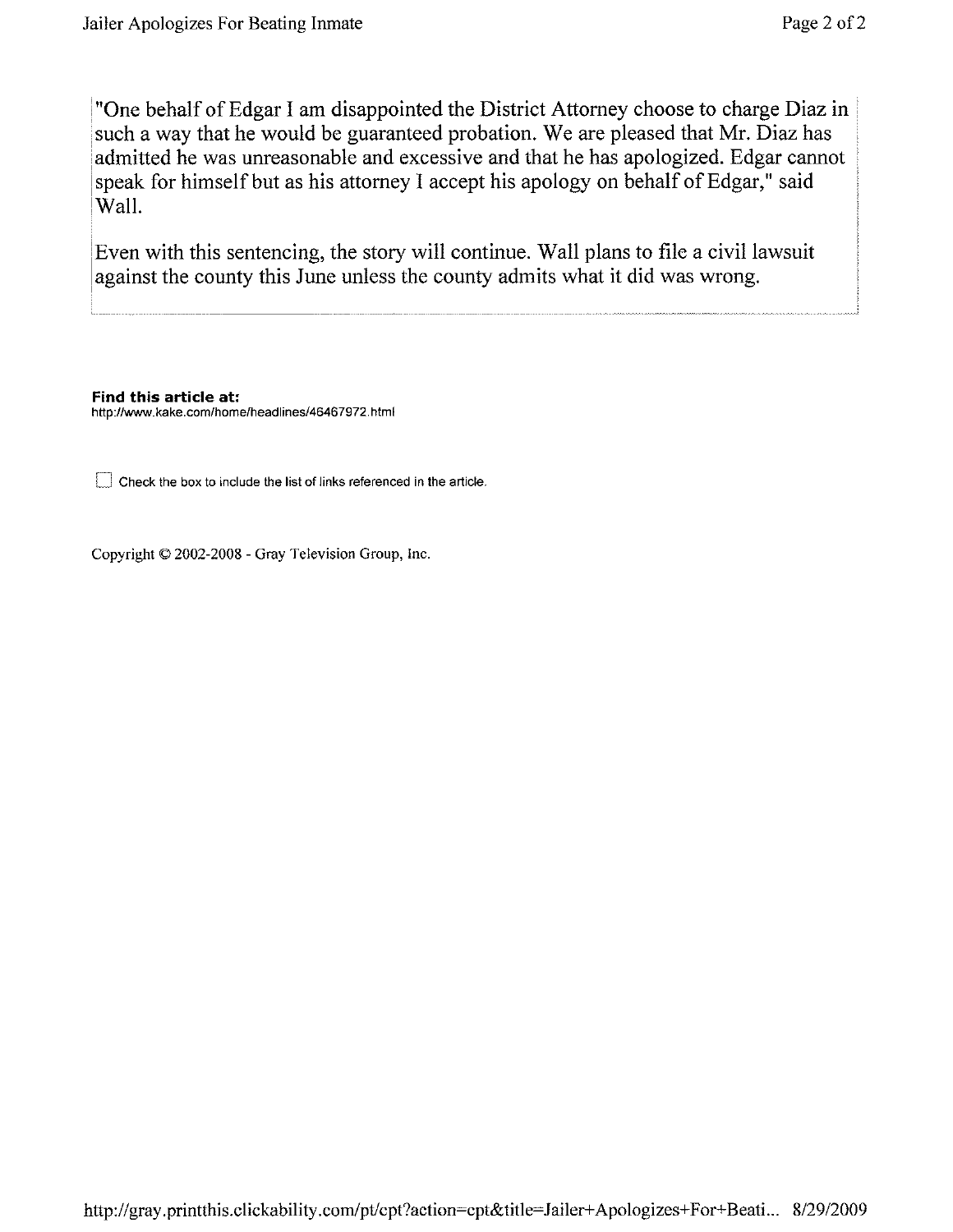"One behalf of Edgar I am disappointed the District Attorney choose to charge Diaz in such a way that he would be guaranteed probation. We are pleased that Mr. Diaz has admitted he was unreasonable and excessive and that he has apologized. Edgar cannot speak for himself but as his attorney I accept his apology on behalf of Edgar," said Wall.

Even with this sentencing, the story will continue. Wall plans to file a civil lawsuit against the county this June unless the county admits what it did was wrong.

**Find this article at:**
http://www.kake.com/home/headlines/46467972.html

☐ Check the box to include the list of links referenced in the article.

Copyright © 2002-2008 - Gray Television Group, Inc.